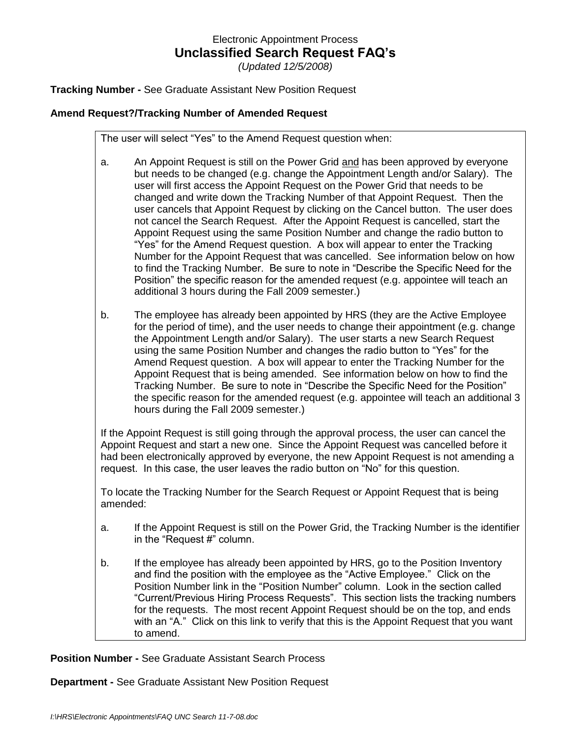Electronic Appointment Process

# Unclassified Search Request FAQ's

*(Updated 12/5/2008)*

**Tracking Number -** See Graduate Assistant New Position Request

**Amend Request?/Tracking Number of Amended Request**

The user will select "Yes" to the Amend Request question when:

a. An Appoint Request is still on the Power Grid <u>and</u> has been approved by everyone but needs to be changed (e.g. change the Appointment Length and/or Salary). The user will first access the Appoint Request on the Power Grid that needs to be changed and write down the Tracking Number of that Appoint Request. Then the user cancels that Appoint Request by clicking on the Cancel button. The user does not cancel the Search Request. After the Appoint Request is cancelled, start the Appoint Request using the same Position Number and change the radio button to "Yes" for the Amend Request question. A box will appear to enter the Tracking Number for the Appoint Request that was cancelled. See information below on how to find the Tracking Number. Be sure to note in "Describe the Specific Need for the Position" the specific reason for the amended request (e.g. appointee will teach an additional 3 hours during the Fall 2009 semester.)

b. The employee has already been appointed by HRS (they are the Active Employee for the period of time), and the user needs to change their appointment (e.g. change the Appointment Length and/or Salary). The user starts a new Search Request using the same Position Number and changes the radio button to "Yes" for the Amend Request question. A box will appear to enter the Tracking Number for the Appoint Request that is being amended. See information below on how to find the Tracking Number. Be sure to note in "Describe the Specific Need for the Position" the specific reason for the amended request (e.g. appointee will teach an additional 3 hours during the Fall 2009 semester.)

If the Appoint Request is still going through the approval process, the user can cancel the Appoint Request and start a new one. Since the Appoint Request was cancelled before it had been electronically approved by everyone, the new Appoint Request is not amending a request. In this case, the user leaves the radio button on "No" for this question.

To locate the Tracking Number for the Search Request or Appoint Request that is being amended:

a. If the Appoint Request is still on the Power Grid, the Tracking Number is the identifier in the "Request #" column.

b. If the employee has already been appointed by HRS, go to the Position Inventory and find the position with the employee as the "Active Employee." Click on the Position Number link in the "Position Number" column. Look in the section called "Current/Previous Hiring Process Requests". This section lists the tracking numbers for the requests. The most recent Appoint Request should be on the top, and ends with an "A." Click on this link to verify that this is the Appoint Request that you want to amend.

**Position Number -** See Graduate Assistant Search Process

**Department -** See Graduate Assistant New Position Request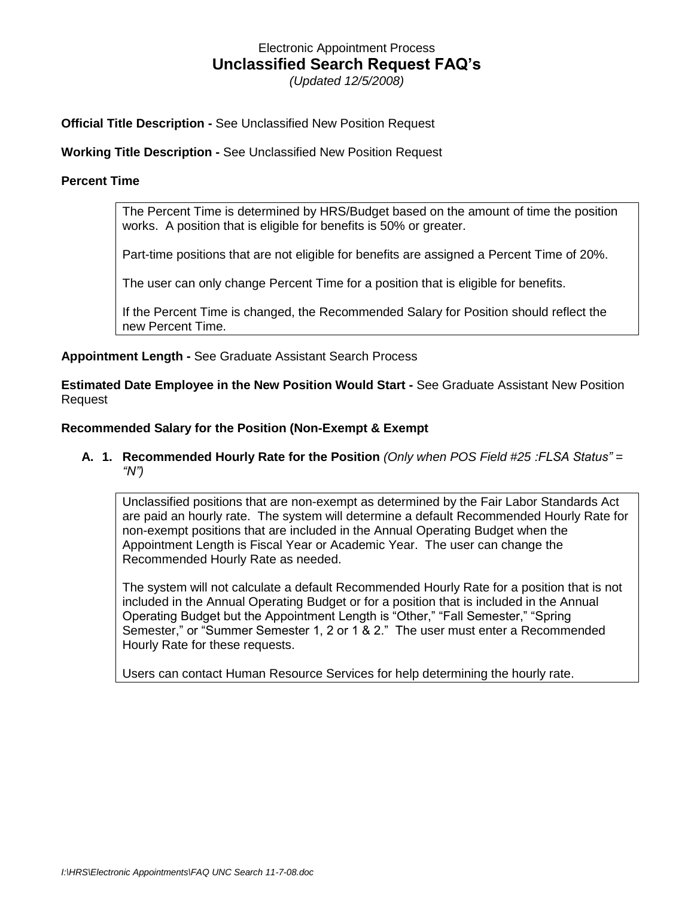Electronic Appointment Process

# Unclassified Search Request FAQ's

*(Updated 12/5/2008)*

**Official Title Description -** See Unclassified New Position Request

**Working Title Description -** See Unclassified New Position Request

**Percent Time**

> The Percent Time is determined by HRS/Budget based on the amount of time the position works. A position that is eligible for benefits is 50% or greater.
>
> Part-time positions that are not eligible for benefits are assigned a Percent Time of 20%.
>
> The user can only change Percent Time for a position that is eligible for benefits.
>
> If the Percent Time is changed, the Recommended Salary for Position should reflect the new Percent Time.

**Appointment Length -** See Graduate Assistant Search Process

**Estimated Date Employee in the New Position Would Start -** See Graduate Assistant New Position Request

**Recommended Salary for the Position (Non-Exempt & Exempt**

**A. 1. Recommended Hourly Rate for the Position** *(Only when POS Field #25 :FLSA Status" = "N")*

> Unclassified positions that are non-exempt as determined by the Fair Labor Standards Act are paid an hourly rate. The system will determine a default Recommended Hourly Rate for non-exempt positions that are included in the Annual Operating Budget when the Appointment Length is Fiscal Year or Academic Year. The user can change the Recommended Hourly Rate as needed.
>
> The system will not calculate a default Recommended Hourly Rate for a position that is not included in the Annual Operating Budget or for a position that is included in the Annual Operating Budget but the Appointment Length is "Other," "Fall Semester," "Spring Semester," or "Summer Semester 1, 2 or 1 & 2." The user must enter a Recommended Hourly Rate for these requests.
>
> Users can contact Human Resource Services for help determining the hourly rate.

*I:\HRS\Electronic Appointments\FAQ UNC Search 11-7-08.doc*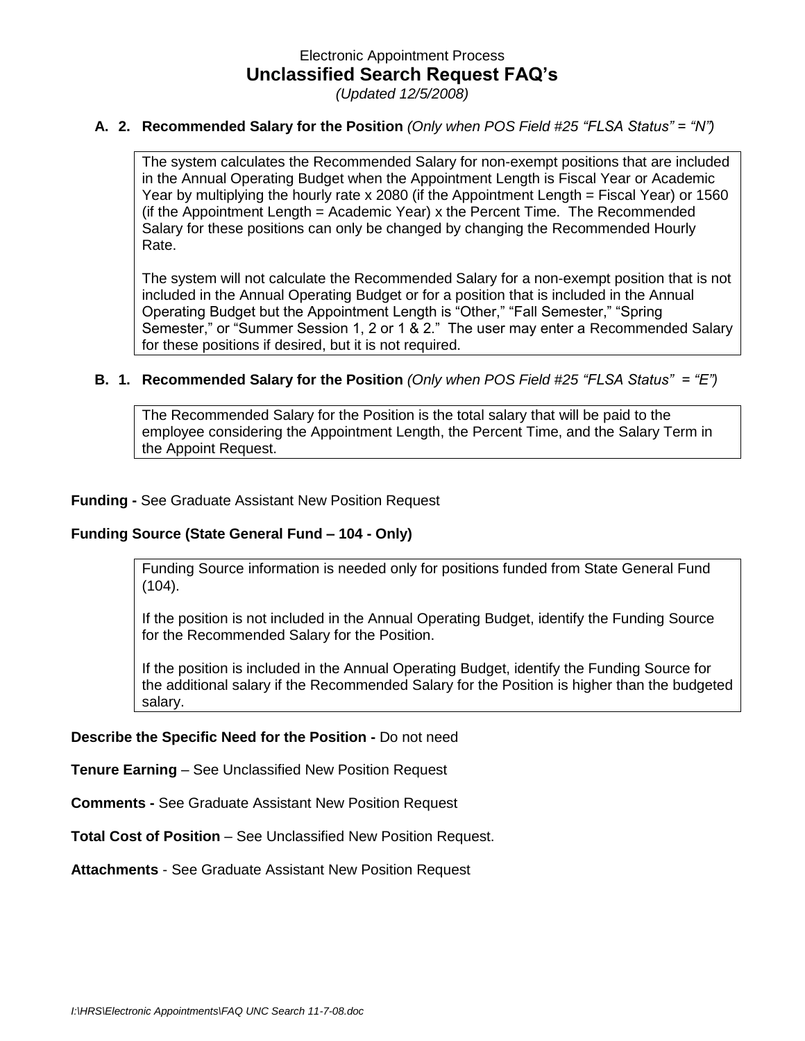Electronic Appointment Process

# Unclassified Search Request FAQ's

*(Updated 12/5/2008)*

**A. 2. Recommended Salary for the Position** *(Only when POS Field #25 "FLSA Status" = "N")*

> The system calculates the Recommended Salary for non-exempt positions that are included in the Annual Operating Budget when the Appointment Length is Fiscal Year or Academic Year by multiplying the hourly rate x 2080 (if the Appointment Length = Fiscal Year) or 1560 (if the Appointment Length = Academic Year) x the Percent Time. The Recommended Salary for these positions can only be changed by changing the Recommended Hourly Rate.
>
> The system will not calculate the Recommended Salary for a non-exempt position that is not included in the Annual Operating Budget or for a position that is included in the Annual Operating Budget but the Appointment Length is "Other," "Fall Semester," "Spring Semester," or "Summer Session 1, 2 or 1 & 2." The user may enter a Recommended Salary for these positions if desired, but it is not required.

**B. 1. Recommended Salary for the Position** *(Only when POS Field #25 "FLSA Status" = "E")*

> The Recommended Salary for the Position is the total salary that will be paid to the employee considering the Appointment Length, the Percent Time, and the Salary Term in the Appoint Request.

**Funding -** See Graduate Assistant New Position Request

**Funding Source (State General Fund – 104 - Only)**

> Funding Source information is needed only for positions funded from State General Fund (104).
>
> If the position is not included in the Annual Operating Budget, identify the Funding Source for the Recommended Salary for the Position.
>
> If the position is included in the Annual Operating Budget, identify the Funding Source for the additional salary if the Recommended Salary for the Position is higher than the budgeted salary.

**Describe the Specific Need for the Position -** Do not need

**Tenure Earning** – See Unclassified New Position Request

**Comments -** See Graduate Assistant New Position Request

**Total Cost of Position** – See Unclassified New Position Request.

**Attachments** - See Graduate Assistant New Position Request